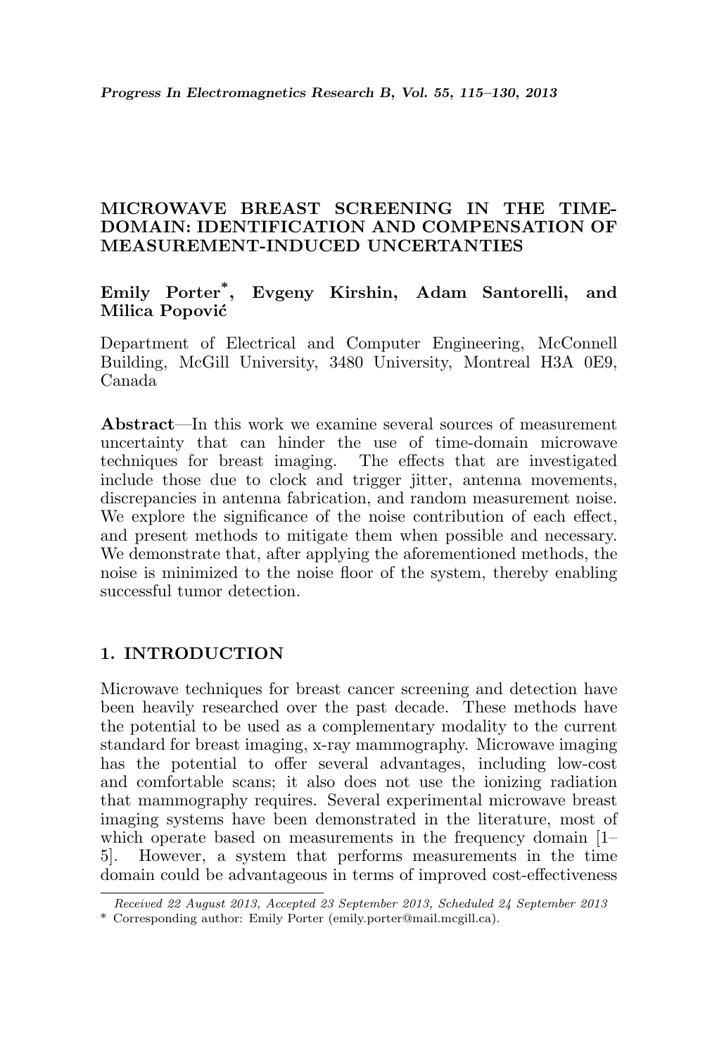# MICROWAVE BREAST SCREENING IN THE TIME-DOMAIN: IDENTIFICATION AND COMPENSATION OF MEASUREMENT-INDUCED UNCERTANTIES

**Emily Porter***, **Evgeny Kirshin**, **Adam Santorelli**, and **Milica Popović**

Department of Electrical and Computer Engineering, McConnell Building, McGill University, 3480 University, Montreal H3A 0E9, Canada

**Abstract**—In this work we examine several sources of measurement uncertainty that can hinder the use of time-domain microwave techniques for breast imaging. The effects that are investigated include those due to clock and trigger jitter, antenna movements, discrepancies in antenna fabrication, and random measurement noise. We explore the significance of the noise contribution of each effect, and present methods to mitigate them when possible and necessary. We demonstrate that, after applying the aforementioned methods, the noise is minimized to the noise floor of the system, thereby enabling successful tumor detection.

## 1. INTRODUCTION

Microwave techniques for breast cancer screening and detection have been heavily researched over the past decade. These methods have the potential to be used as a complementary modality to the current standard for breast imaging, x-ray mammography. Microwave imaging has the potential to offer several advantages, including low-cost and comfortable scans; it also does not use the ionizing radiation that mammography requires. Several experimental microwave breast imaging systems have been demonstrated in the literature, most of which operate based on measurements in the frequency domain [1–5]. However, a system that performs measurements in the time domain could be advantageous in terms of improved cost-effectiveness

*Received 22 August 2013, Accepted 23 September 2013, Scheduled 24 September 2013*

\* Corresponding author: Emily Porter (emily.porter@mail.mcgill.ca).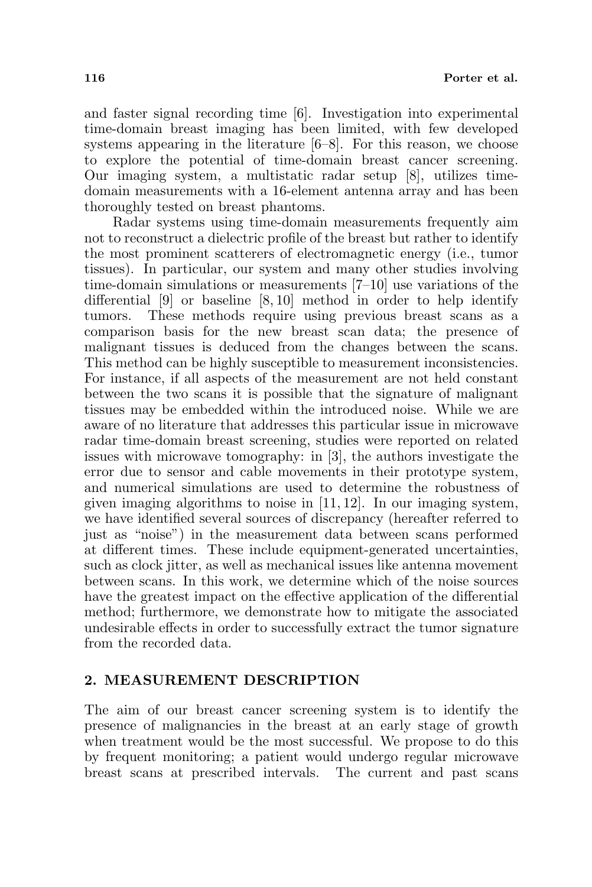and faster signal recording time [6]. Investigation into experimental time-domain breast imaging has been limited, with few developed systems appearing in the literature [6–8]. For this reason, we choose to explore the potential of time-domain breast cancer screening. Our imaging system, a multistatic radar setup [8], utilizes time-domain measurements with a 16-element antenna array and has been thoroughly tested on breast phantoms.

Radar systems using time-domain measurements frequently aim not to reconstruct a dielectric profile of the breast but rather to identify the most prominent scatterers of electromagnetic energy (i.e., tumor tissues). In particular, our system and many other studies involving time-domain simulations or measurements [7–10] use variations of the differential [9] or baseline [8, 10] method in order to help identify tumors. These methods require using previous breast scans as a comparison basis for the new breast scan data; the presence of malignant tissues is deduced from the changes between the scans. This method can be highly susceptible to measurement inconsistencies. For instance, if all aspects of the measurement are not held constant between the two scans it is possible that the signature of malignant tissues may be embedded within the introduced noise. While we are aware of no literature that addresses this particular issue in microwave radar time-domain breast screening, studies were reported on related issues with microwave tomography: in [3], the authors investigate the error due to sensor and cable movements in their prototype system, and numerical simulations are used to determine the robustness of given imaging algorithms to noise in [11, 12]. In our imaging system, we have identified several sources of discrepancy (hereafter referred to just as "noise") in the measurement data between scans performed at different times. These include equipment-generated uncertainties, such as clock jitter, as well as mechanical issues like antenna movement between scans. In this work, we determine which of the noise sources have the greatest impact on the effective application of the differential method; furthermore, we demonstrate how to mitigate the associated undesirable effects in order to successfully extract the tumor signature from the recorded data.

## 2. MEASUREMENT DESCRIPTION

The aim of our breast cancer screening system is to identify the presence of malignancies in the breast at an early stage of growth when treatment would be the most successful. We propose to do this by frequent monitoring; a patient would undergo regular microwave breast scans at prescribed intervals. The current and past scans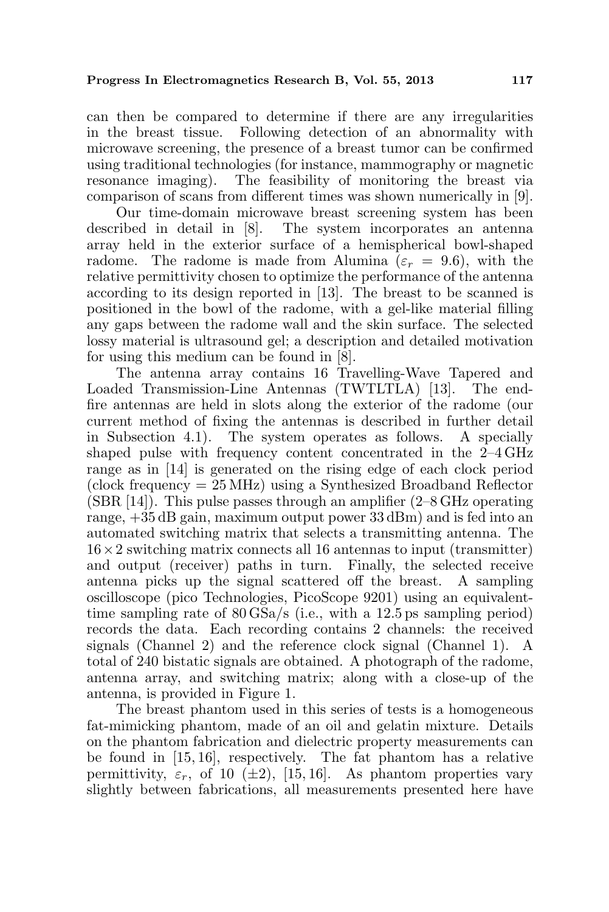can then be compared to determine if there are any irregularities in the breast tissue. Following detection of an abnormality with microwave screening, the presence of a breast tumor can be confirmed using traditional technologies (for instance, mammography or magnetic resonance imaging). The feasibility of monitoring the breast via comparison of scans from different times was shown numerically in [9].

Our time-domain microwave breast screening system has been described in detail in [8]. The system incorporates an antenna array held in the exterior surface of a hemispherical bowl-shaped radome. The radome is made from Alumina ($\varepsilon_r = 9.6$), with the relative permittivity chosen to optimize the performance of the antenna according to its design reported in [13]. The breast to be scanned is positioned in the bowl of the radome, with a gel-like material filling any gaps between the radome wall and the skin surface. The selected lossy material is ultrasound gel; a description and detailed motivation for using this medium can be found in [8].

The antenna array contains 16 Travelling-Wave Tapered and Loaded Transmission-Line Antennas (TWTLTLA) [13]. The endfire antennas are held in slots along the exterior of the radome (our current method of fixing the antennas is described in further detail in Subsection 4.1). The system operates as follows. A specially shaped pulse with frequency content concentrated in the 2–4 GHz range as in [14] is generated on the rising edge of each clock period (clock frequency = 25 MHz) using a Synthesized Broadband Reflector (SBR [14]). This pulse passes through an amplifier (2–8 GHz operating range, +35 dB gain, maximum output power 33 dBm) and is fed into an automated switching matrix that selects a transmitting antenna. The $16 \times 2$ switching matrix connects all 16 antennas to input (transmitter) and output (receiver) paths in turn. Finally, the selected receive antenna picks up the signal scattered off the breast. A sampling oscilloscope (pico Technologies, PicoScope 9201) using an equivalent-time sampling rate of 80 GSa/s (i.e., with a 12.5 ps sampling period) records the data. Each recording contains 2 channels: the received signals (Channel 2) and the reference clock signal (Channel 1). A total of 240 bistatic signals are obtained. A photograph of the radome, antenna array, and switching matrix; along with a close-up of the antenna, is provided in Figure 1.

The breast phantom used in this series of tests is a homogeneous fat-mimicking phantom, made of an oil and gelatin mixture. Details on the phantom fabrication and dielectric property measurements can be found in [15, 16], respectively. The fat phantom has a relative permittivity, $\varepsilon_r$, of 10 ($\pm 2$), [15, 16]. As phantom properties vary slightly between fabrications, all measurements presented here have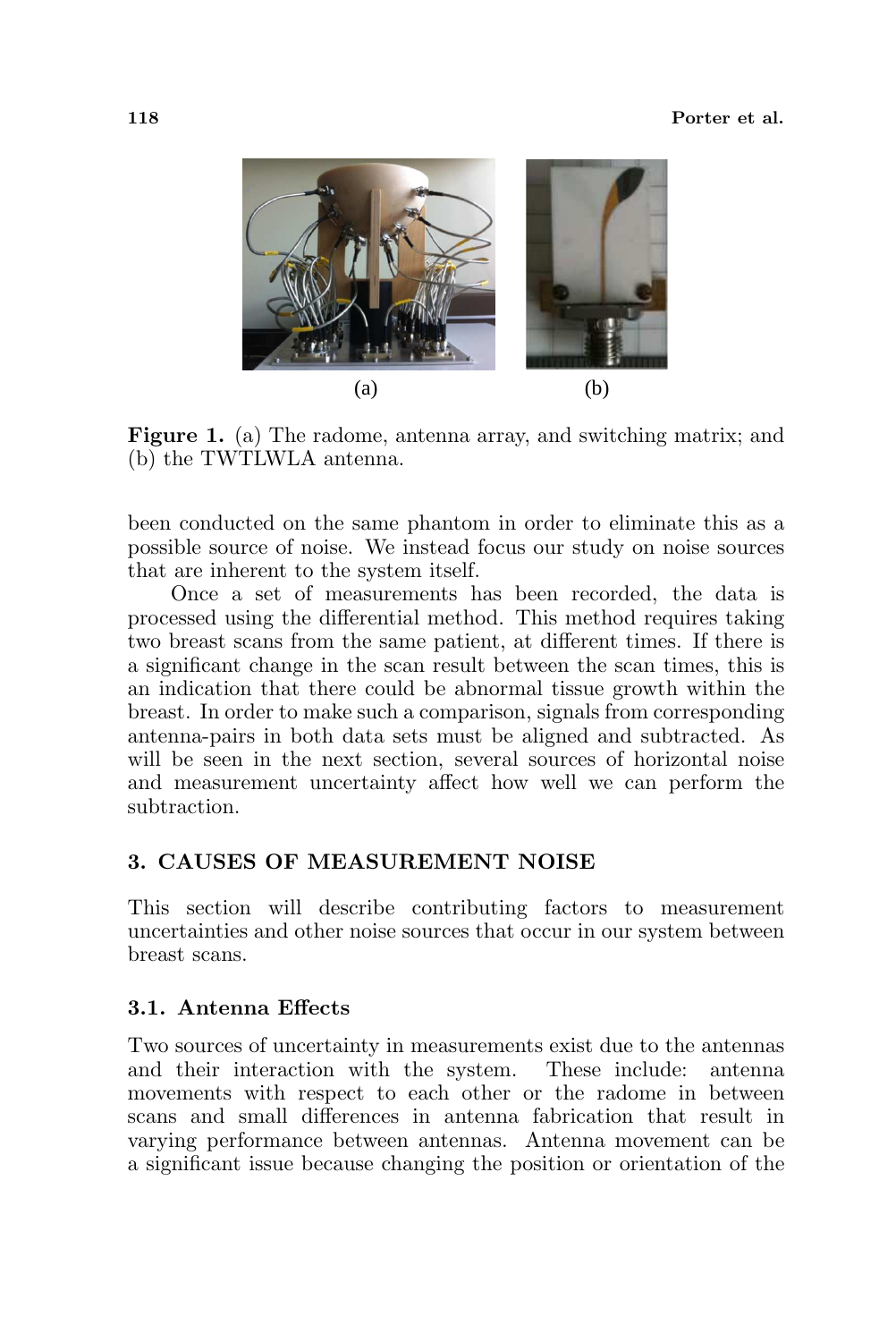**Figure 1.** (a) The radome, antenna array, and switching matrix; and (b) the TWTLWLA antenna.

been conducted on the same phantom in order to eliminate this as a possible source of noise. We instead focus our study on noise sources that are inherent to the system itself.

Once a set of measurements has been recorded, the data is processed using the differential method. This method requires taking two breast scans from the same patient, at different times. If there is a significant change in the scan result between the scan times, this is an indication that there could be abnormal tissue growth within the breast. In order to make such a comparison, signals from corresponding antenna-pairs in both data sets must be aligned and subtracted. As will be seen in the next section, several sources of horizontal noise and measurement uncertainty affect how well we can perform the subtraction.

## 3. CAUSES OF MEASUREMENT NOISE

This section will describe contributing factors to measurement uncertainties and other noise sources that occur in our system between breast scans.

### 3.1. Antenna Effects

Two sources of uncertainty in measurements exist due to the antennas and their interaction with the system. These include: antenna movements with respect to each other or the radome in between scans and small differences in antenna fabrication that result in varying performance between antennas. Antenna movement can be a significant issue because changing the position or orientation of the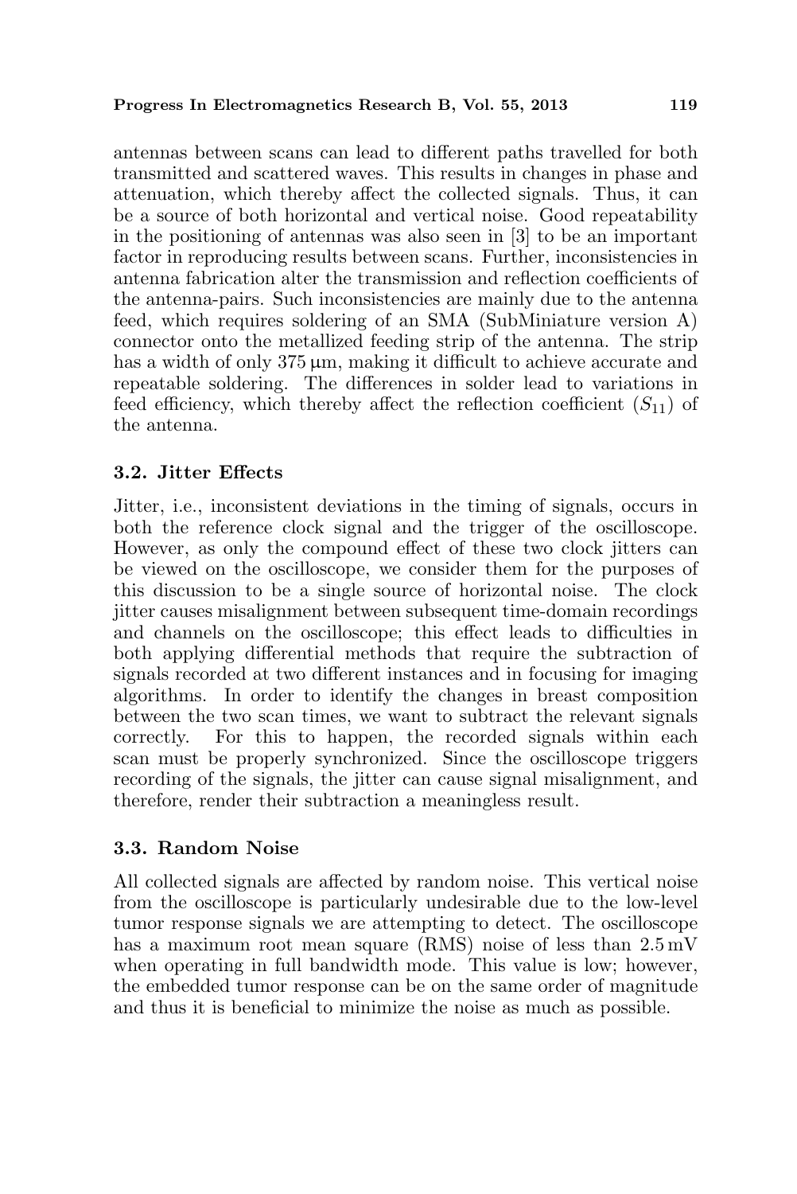antennas between scans can lead to different paths travelled for both transmitted and scattered waves. This results in changes in phase and attenuation, which thereby affect the collected signals. Thus, it can be a source of both horizontal and vertical noise. Good repeatability in the positioning of antennas was also seen in [3] to be an important factor in reproducing results between scans. Further, inconsistencies in antenna fabrication alter the transmission and reflection coefficients of the antenna-pairs. Such inconsistencies are mainly due to the antenna feed, which requires soldering of an SMA (SubMiniature version A) connector onto the metallized feeding strip of the antenna. The strip has a width of only 375 μm, making it difficult to achieve accurate and repeatable soldering. The differences in solder lead to variations in feed efficiency, which thereby affect the reflection coefficient ($S_{11}$) of the antenna.

### 3.2. Jitter Effects

Jitter, i.e., inconsistent deviations in the timing of signals, occurs in both the reference clock signal and the trigger of the oscilloscope. However, as only the compound effect of these two clock jitters can be viewed on the oscilloscope, we consider them for the purposes of this discussion to be a single source of horizontal noise. The clock jitter causes misalignment between subsequent time-domain recordings and channels on the oscilloscope; this effect leads to difficulties in both applying differential methods that require the subtraction of signals recorded at two different instances and in focusing for imaging algorithms. In order to identify the changes in breast composition between the two scan times, we want to subtract the relevant signals correctly. For this to happen, the recorded signals within each scan must be properly synchronized. Since the oscilloscope triggers recording of the signals, the jitter can cause signal misalignment, and therefore, render their subtraction a meaningless result.

### 3.3. Random Noise

All collected signals are affected by random noise. This vertical noise from the oscilloscope is particularly undesirable due to the low-level tumor response signals we are attempting to detect. The oscilloscope has a maximum root mean square (RMS) noise of less than 2.5 mV when operating in full bandwidth mode. This value is low; however, the embedded tumor response can be on the same order of magnitude and thus it is beneficial to minimize the noise as much as possible.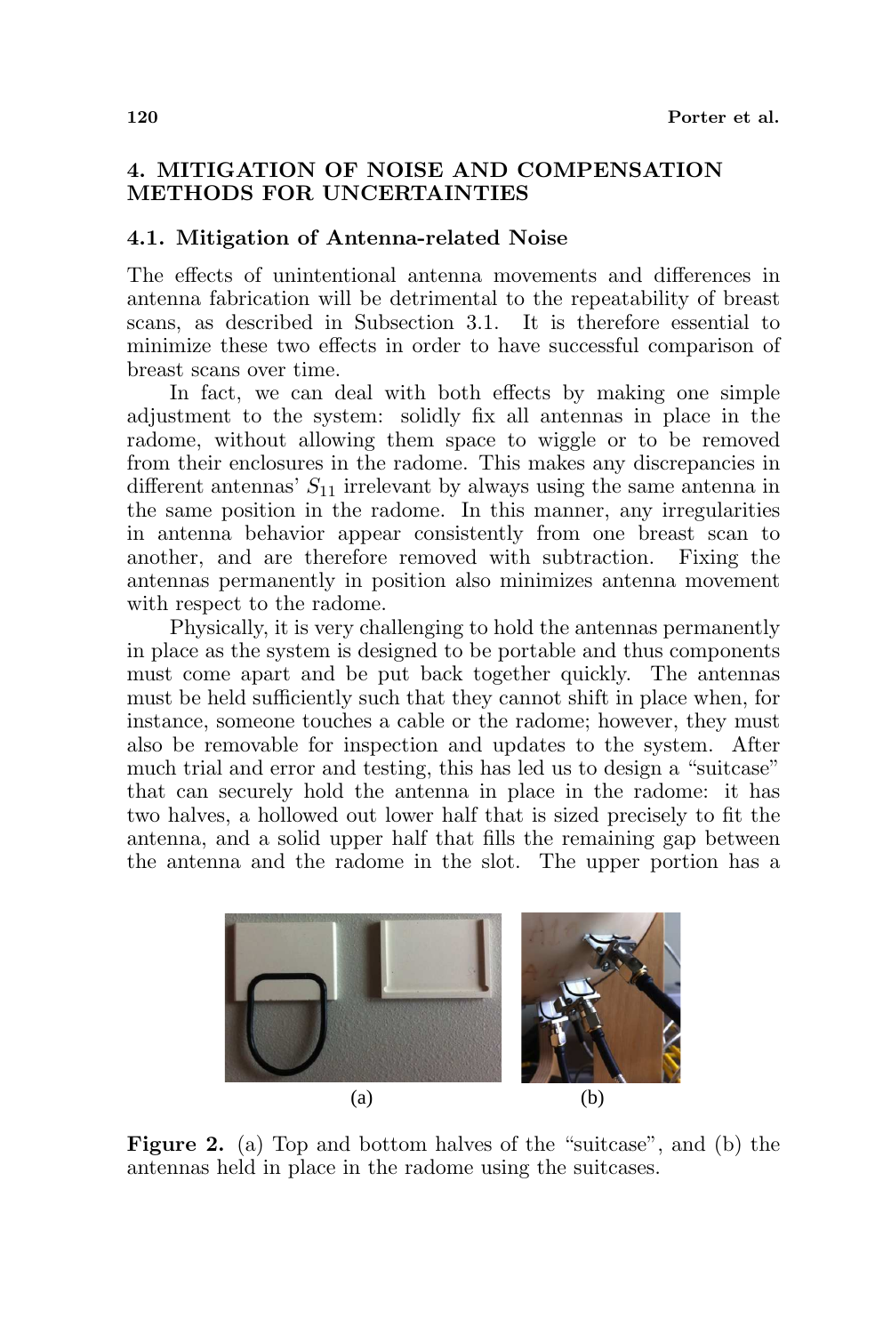## 4. MITIGATION OF NOISE AND COMPENSATION METHODS FOR UNCERTAINTIES

### 4.1. Mitigation of Antenna-related Noise

The effects of unintentional antenna movements and differences in antenna fabrication will be detrimental to the repeatability of breast scans, as described in Subsection 3.1. It is therefore essential to minimize these two effects in order to have successful comparison of breast scans over time.

In fact, we can deal with both effects by making one simple adjustment to the system: solidly fix all antennas in place in the radome, without allowing them space to wiggle or to be removed from their enclosures in the radome. This makes any discrepancies in different antennas' $S_{11}$ irrelevant by always using the same antenna in the same position in the radome. In this manner, any irregularities in antenna behavior appear consistently from one breast scan to another, and are therefore removed with subtraction. Fixing the antennas permanently in position also minimizes antenna movement with respect to the radome.

Physically, it is very challenging to hold the antennas permanently in place as the system is designed to be portable and thus components must come apart and be put back together quickly. The antennas must be held sufficiently such that they cannot shift in place when, for instance, someone touches a cable or the radome; however, they must also be removable for inspection and updates to the system. After much trial and error and testing, this has led us to design a "suitcase" that can securely hold the antenna in place in the radome: it has two halves, a hollowed out lower half that is sized precisely to fit the antenna, and a solid upper half that fills the remaining gap between the antenna and the radome in the slot. The upper portion has a

**Figure 2.** (a) Top and bottom halves of the "suitcase", and (b) the antennas held in place in the radome using the suitcases.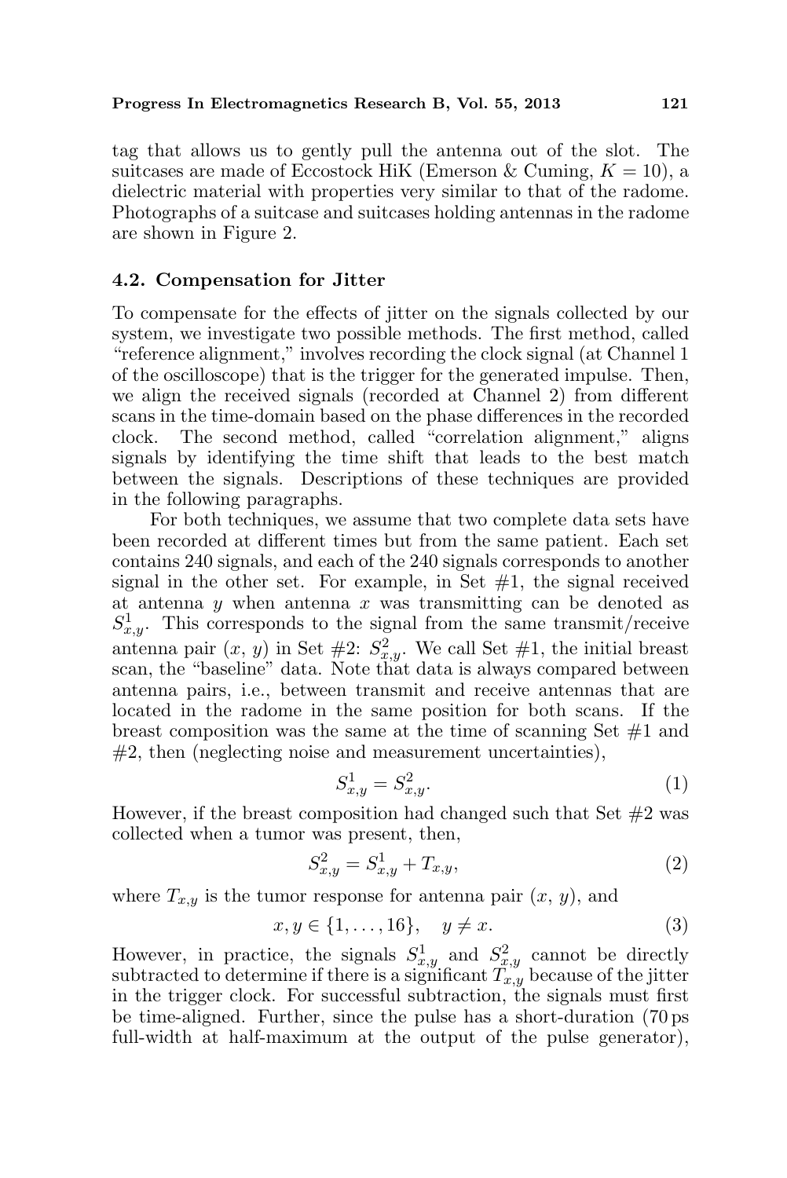tag that allows us to gently pull the antenna out of the slot. The suitcases are made of Eccostock HiK (Emerson & Cuming, $K = 10$), a dielectric material with properties very similar to that of the radome. Photographs of a suitcase and suitcases holding antennas in the radome are shown in Figure 2.

### 4.2. Compensation for Jitter

To compensate for the effects of jitter on the signals collected by our system, we investigate two possible methods. The first method, called "reference alignment," involves recording the clock signal (at Channel 1 of the oscilloscope) that is the trigger for the generated impulse. Then, we align the received signals (recorded at Channel 2) from different scans in the time-domain based on the phase differences in the recorded clock. The second method, called "correlation alignment," aligns signals by identifying the time shift that leads to the best match between the signals. Descriptions of these techniques are provided in the following paragraphs.

For both techniques, we assume that two complete data sets have been recorded at different times but from the same patient. Each set contains 240 signals, and each of the 240 signals corresponds to another signal in the other set. For example, in Set #1, the signal received at antenna $y$ when antenna $x$ was transmitting can be denoted as $S^1_{x,y}$. This corresponds to the signal from the same transmit/receive antenna pair $(x, y)$ in Set #2: $S^2_{x,y}$. We call Set #1, the initial breast scan, the "baseline" data. Note that data is always compared between antenna pairs, i.e., between transmit and receive antennas that are located in the radome in the same position for both scans. If the breast composition was the same at the time of scanning Set #1 and #2, then (neglecting noise and measurement uncertainties),

$$S^1_{x,y} = S^2_{x,y}. \tag{1}$$

However, if the breast composition had changed such that Set #2 was collected when a tumor was present, then,

$$S^2_{x,y} = S^1_{x,y} + T_{x,y}, \tag{2}$$

where $T_{x,y}$ is the tumor response for antenna pair $(x, y)$, and

$$x, y \in \{1, \ldots, 16\}, \quad y \neq x. \tag{3}$$

However, in practice, the signals $S^1_{x,y}$ and $S^2_{x,y}$ cannot be directly subtracted to determine if there is a significant $T_{x,y}$ because of the jitter in the trigger clock. For successful subtraction, the signals must first be time-aligned. Further, since the pulse has a short-duration (70 ps full-width at half-maximum at the output of the pulse generator),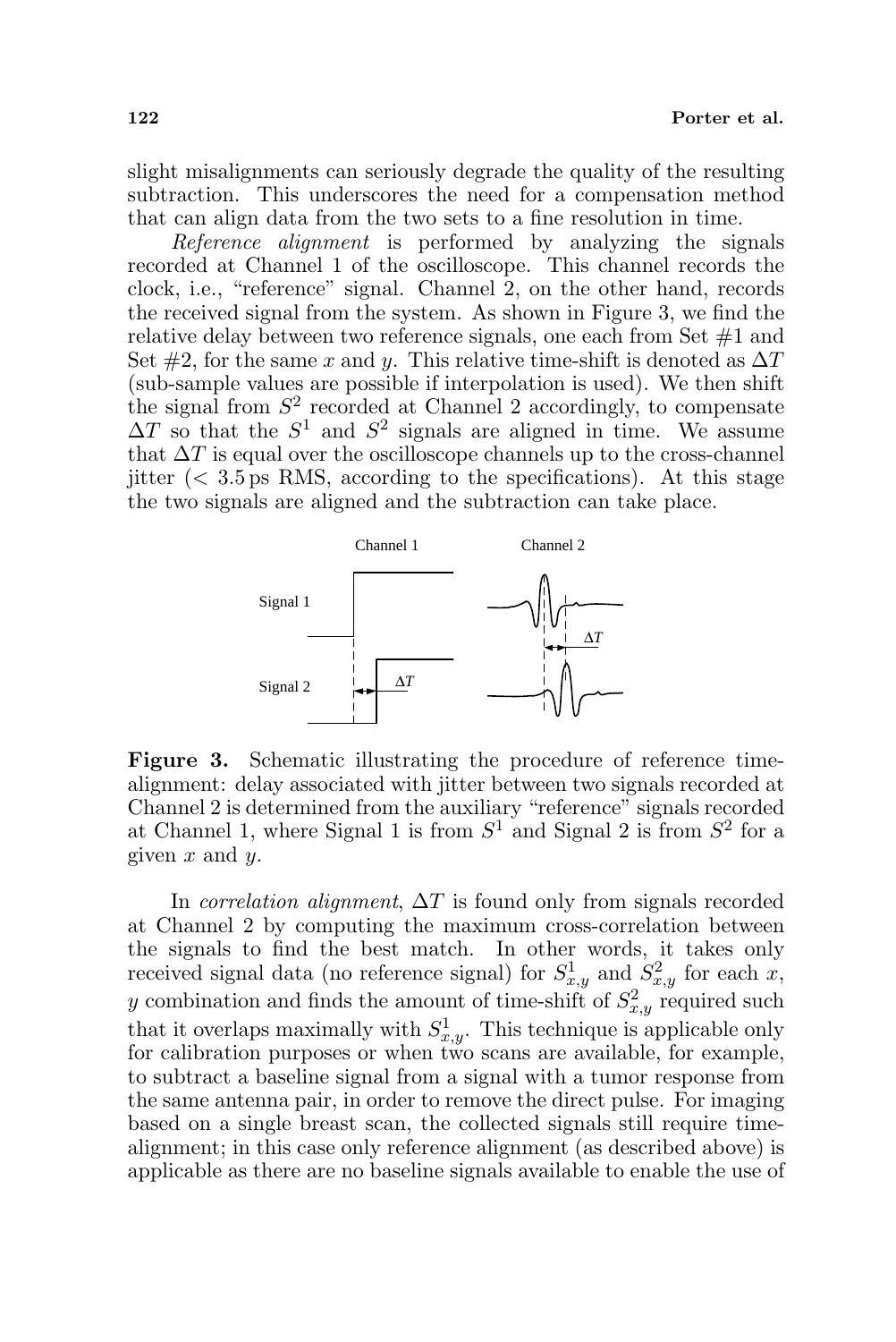slight misalignments can seriously degrade the quality of the resulting subtraction. This underscores the need for a compensation method that can align data from the two sets to a fine resolution in time.

*Reference alignment* is performed by analyzing the signals recorded at Channel 1 of the oscilloscope. This channel records the clock, i.e., "reference" signal. Channel 2, on the other hand, records the received signal from the system. As shown in Figure 3, we find the relative delay between two reference signals, one each from Set #1 and Set #2, for the same $x$ and $y$. This relative time-shift is denoted as $\Delta T$ (sub-sample values are possible if interpolation is used). We then shift the signal from $S^2$ recorded at Channel 2 accordingly, to compensate $\Delta T$ so that the $S^1$ and $S^2$ signals are aligned in time. We assume that $\Delta T$ is equal over the oscilloscope channels up to the cross-channel jitter ($< 3.5$ ps RMS, according to the specifications). At this stage the two signals are aligned and the subtraction can take place.

**Figure 3.** Schematic illustrating the procedure of reference time-alignment: delay associated with jitter between two signals recorded at Channel 2 is determined from the auxiliary "reference" signals recorded at Channel 1, where Signal 1 is from $S^1$ and Signal 2 is from $S^2$ for a given $x$ and $y$.

In *correlation alignment*, $\Delta T$ is found only from signals recorded at Channel 2 by computing the maximum cross-correlation between the signals to find the best match. In other words, it takes only received signal data (no reference signal) for $S^1_{x,y}$ and $S^2_{x,y}$ for each $x$, $y$ combination and finds the amount of time-shift of $S^2_{x,y}$ required such that it overlaps maximally with $S^1_{x,y}$. This technique is applicable only for calibration purposes or when two scans are available, for example, to subtract a baseline signal from a signal with a tumor response from the same antenna pair, in order to remove the direct pulse. For imaging based on a single breast scan, the collected signals still require time-alignment; in this case only reference alignment (as described above) is applicable as there are no baseline signals available to enable the use of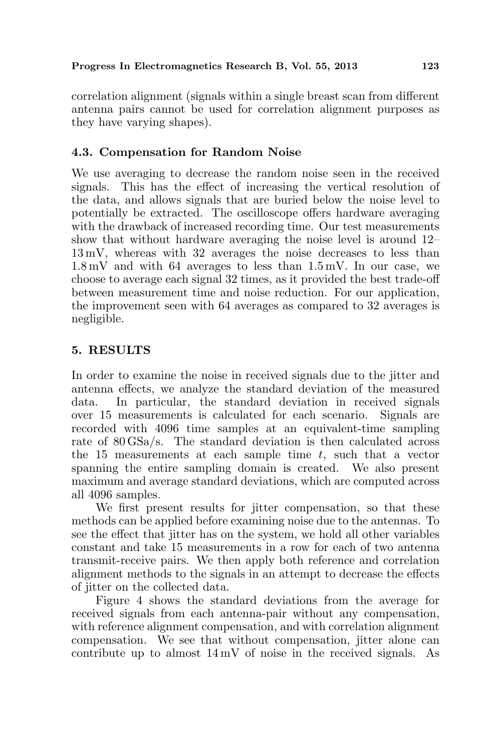correlation alignment (signals within a single breast scan from different antenna pairs cannot be used for correlation alignment purposes as they have varying shapes).

### 4.3. Compensation for Random Noise

We use averaging to decrease the random noise seen in the received signals. This has the effect of increasing the vertical resolution of the data, and allows signals that are buried below the noise level to potentially be extracted. The oscilloscope offers hardware averaging with the drawback of increased recording time. Our test measurements show that without hardware averaging the noise level is around 12–13 mV, whereas with 32 averages the noise decreases to less than 1.8 mV and with 64 averages to less than 1.5 mV. In our case, we choose to average each signal 32 times, as it provided the best trade-off between measurement time and noise reduction. For our application, the improvement seen with 64 averages as compared to 32 averages is negligible.

## 5. RESULTS

In order to examine the noise in received signals due to the jitter and antenna effects, we analyze the standard deviation of the measured data. In particular, the standard deviation in received signals over 15 measurements is calculated for each scenario. Signals are recorded with 4096 time samples at an equivalent-time sampling rate of 80 GSa/s. The standard deviation is then calculated across the 15 measurements at each sample time $t$, such that a vector spanning the entire sampling domain is created. We also present maximum and average standard deviations, which are computed across all 4096 samples.

We first present results for jitter compensation, so that these methods can be applied before examining noise due to the antennas. To see the effect that jitter has on the system, we hold all other variables constant and take 15 measurements in a row for each of two antenna transmit-receive pairs. We then apply both reference and correlation alignment methods to the signals in an attempt to decrease the effects of jitter on the collected data.

Figure 4 shows the standard deviations from the average for received signals from each antenna-pair without any compensation, with reference alignment compensation, and with correlation alignment compensation. We see that without compensation, jitter alone can contribute up to almost 14 mV of noise in the received signals. As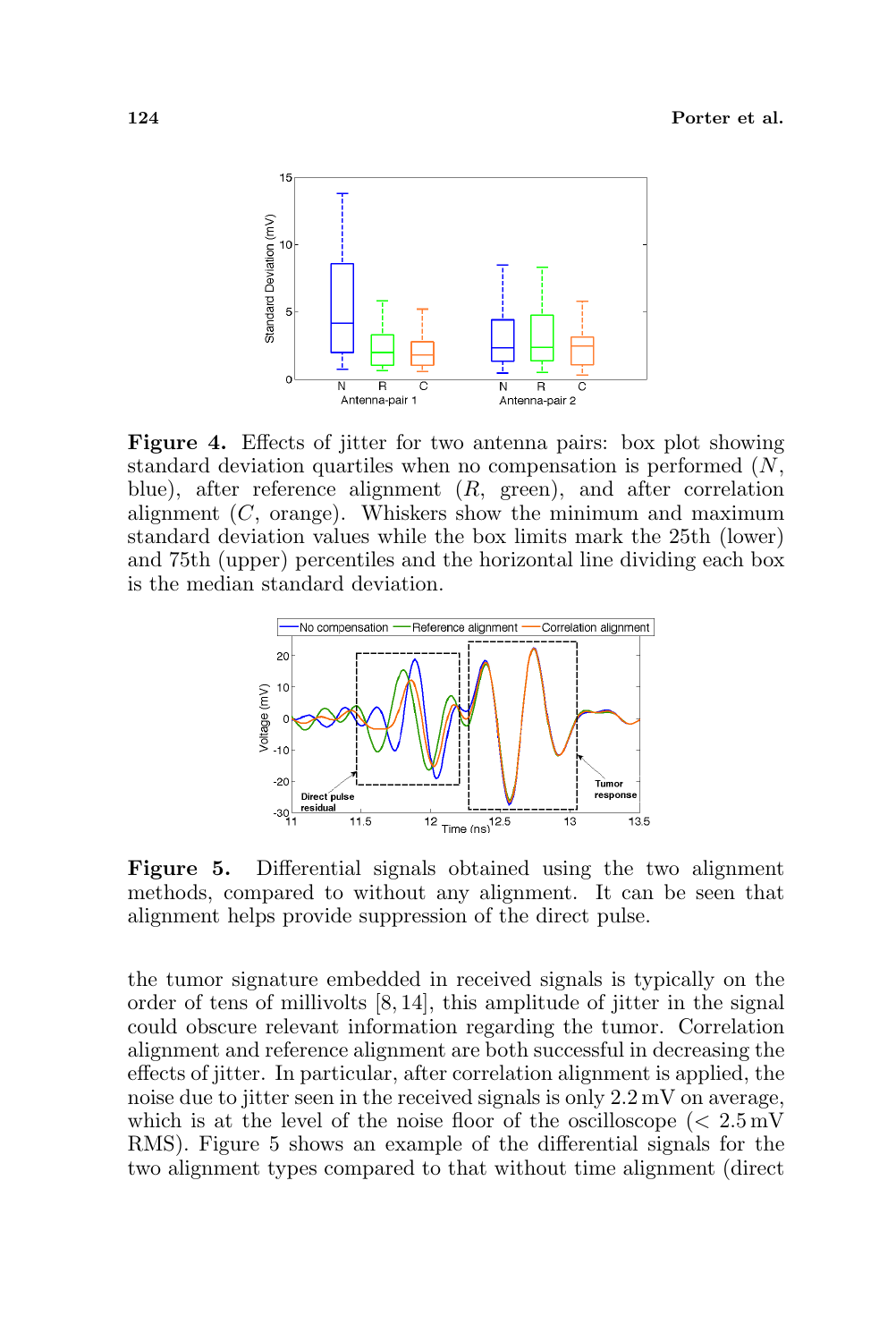**Figure 4.** Effects of jitter for two antenna pairs: box plot showing standard deviation quartiles when no compensation is performed ($N$, blue), after reference alignment ($R$, green), and after correlation alignment ($C$, orange). Whiskers show the minimum and maximum standard deviation values while the box limits mark the 25th (lower) and 75th (upper) percentiles and the horizontal line dividing each box is the median standard deviation.

**Figure 5.** Differential signals obtained using the two alignment methods, compared to without any alignment. It can be seen that alignment helps provide suppression of the direct pulse.

the tumor signature embedded in received signals is typically on the order of tens of millivolts [8, 14], this amplitude of jitter in the signal could obscure relevant information regarding the tumor. Correlation alignment and reference alignment are both successful in decreasing the effects of jitter. In particular, after correlation alignment is applied, the noise due to jitter seen in the received signals is only 2.2 mV on average, which is at the level of the noise floor of the oscilloscope (< 2.5 mV RMS). Figure 5 shows an example of the differential signals for the two alignment types compared to that without time alignment (direct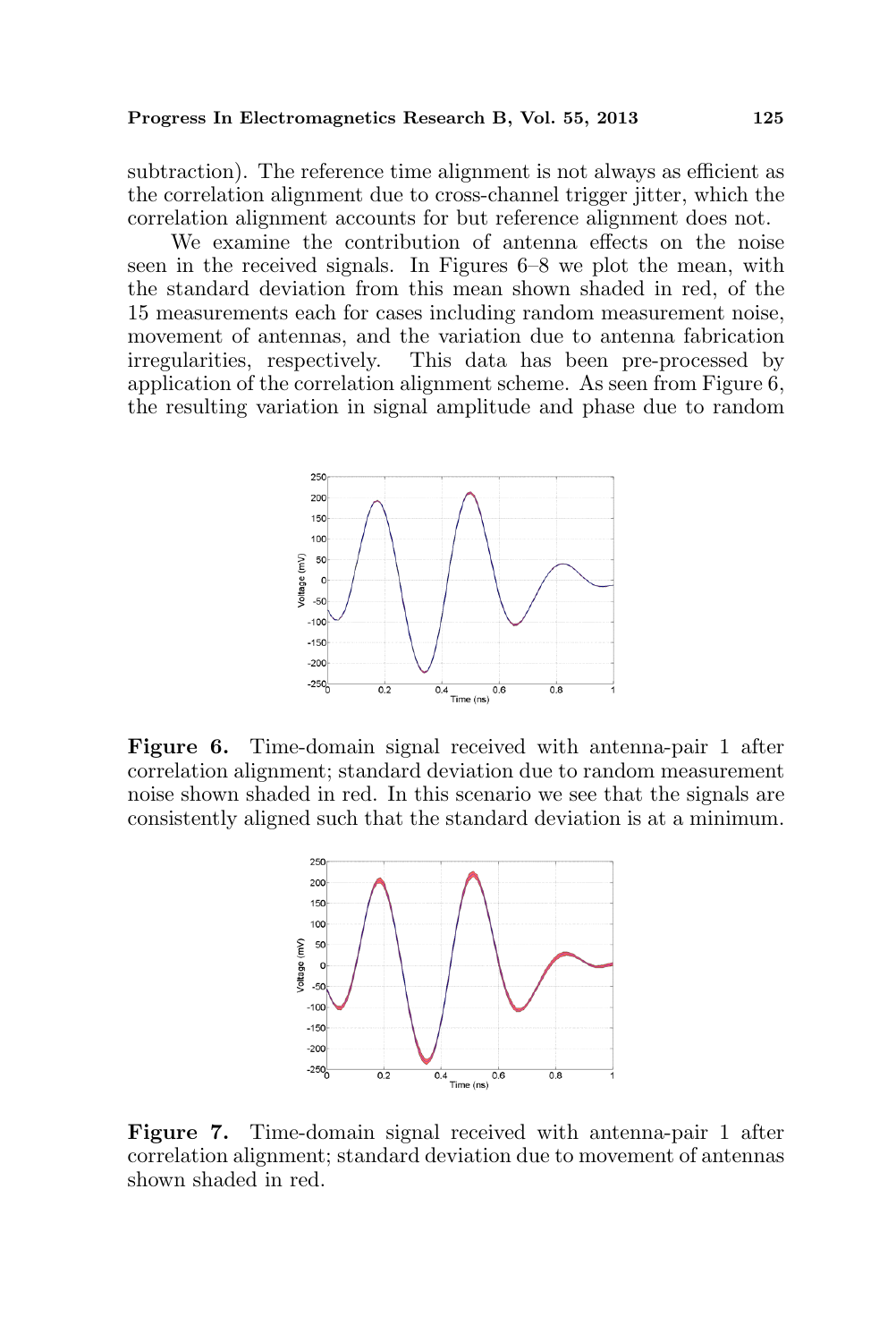subtraction). The reference time alignment is not always as efficient as the correlation alignment due to cross-channel trigger jitter, which the correlation alignment accounts for but reference alignment does not.

We examine the contribution of antenna effects on the noise seen in the received signals. In Figures 6–8 we plot the mean, with the standard deviation from this mean shown shaded in red, of the 15 measurements each for cases including random measurement noise, movement of antennas, and the variation due to antenna fabrication irregularities, respectively. This data has been pre-processed by application of the correlation alignment scheme. As seen from Figure 6, the resulting variation in signal amplitude and phase due to random

**Figure 6.** Time-domain signal received with antenna-pair 1 after correlation alignment; standard deviation due to random measurement noise shown shaded in red. In this scenario we see that the signals are consistently aligned such that the standard deviation is at a minimum.

**Figure 7.** Time-domain signal received with antenna-pair 1 after correlation alignment; standard deviation due to movement of antennas shown shaded in red.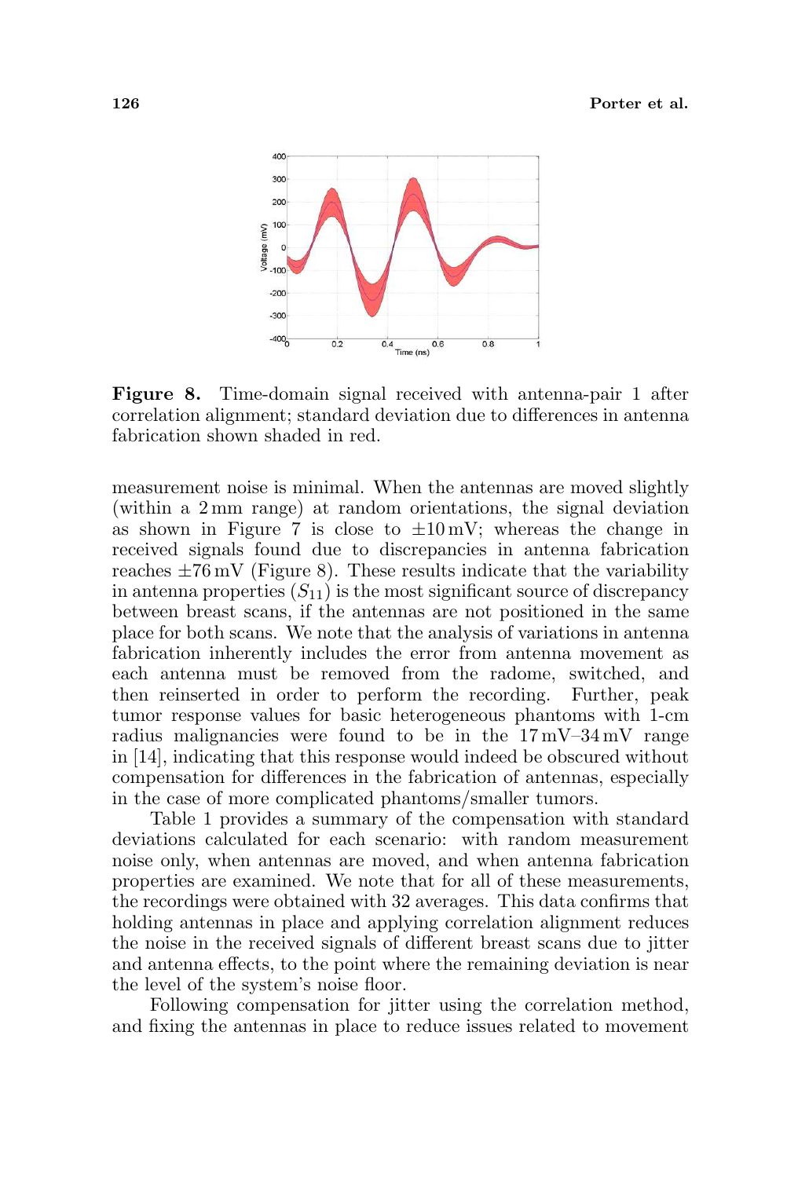**Figure 8.** Time-domain signal received with antenna-pair 1 after correlation alignment; standard deviation due to differences in antenna fabrication shown shaded in red.

measurement noise is minimal. When the antennas are moved slightly (within a 2 mm range) at random orientations, the signal deviation as shown in Figure 7 is close to $\pm 10\,\text{mV}$; whereas the change in received signals found due to discrepancies in antenna fabrication reaches $\pm 76\,\text{mV}$ (Figure 8). These results indicate that the variability in antenna properties ($S_{11}$) is the most significant source of discrepancy between breast scans, if the antennas are not positioned in the same place for both scans. We note that the analysis of variations in antenna fabrication inherently includes the error from antenna movement as each antenna must be removed from the radome, switched, and then reinserted in order to perform the recording. Further, peak tumor response values for basic heterogeneous phantoms with 1-cm radius malignancies were found to be in the 17 mV–34 mV range in [14], indicating that this response would indeed be obscured without compensation for differences in the fabrication of antennas, especially in the case of more complicated phantoms/smaller tumors.

Table 1 provides a summary of the compensation with standard deviations calculated for each scenario: with random measurement noise only, when antennas are moved, and when antenna fabrication properties are examined. We note that for all of these measurements, the recordings were obtained with 32 averages. This data confirms that holding antennas in place and applying correlation alignment reduces the noise in the received signals of different breast scans due to jitter and antenna effects, to the point where the remaining deviation is near the level of the system's noise floor.

Following compensation for jitter using the correlation method, and fixing the antennas in place to reduce issues related to movement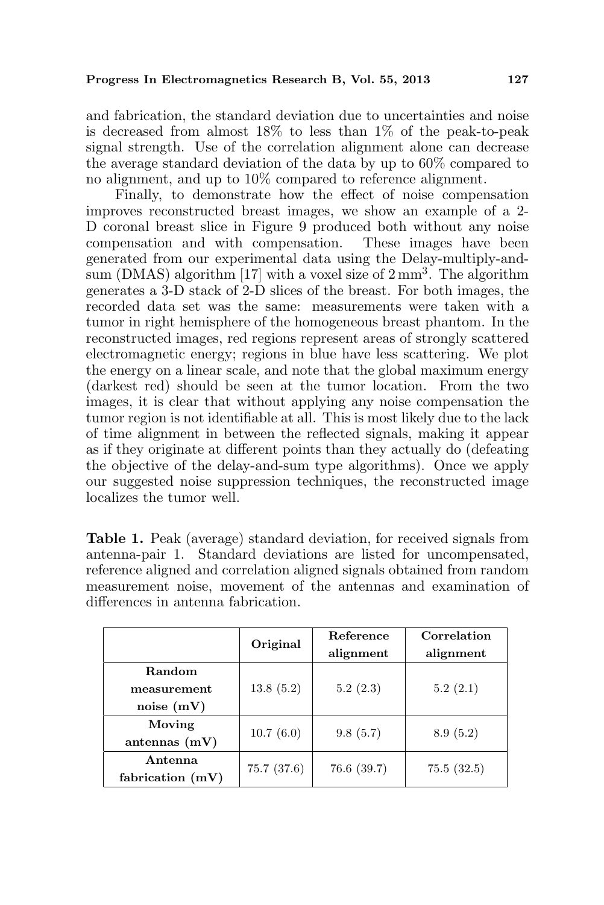and fabrication, the standard deviation due to uncertainties and noise is decreased from almost 18% to less than 1% of the peak-to-peak signal strength. Use of the correlation alignment alone can decrease the average standard deviation of the data by up to 60% compared to no alignment, and up to 10% compared to reference alignment.

Finally, to demonstrate how the effect of noise compensation improves reconstructed breast images, we show an example of a 2-D coronal breast slice in Figure 9 produced both without any noise compensation and with compensation. These images have been generated from our experimental data using the Delay-multiply-and-sum (DMAS) algorithm [17] with a voxel size of $2\,\text{mm}^3$. The algorithm generates a 3-D stack of 2-D slices of the breast. For both images, the recorded data set was the same: measurements were taken with a tumor in right hemisphere of the homogeneous breast phantom. In the reconstructed images, red regions represent areas of strongly scattered electromagnetic energy; regions in blue have less scattering. We plot the energy on a linear scale, and note that the global maximum energy (darkest red) should be seen at the tumor location. From the two images, it is clear that without applying any noise compensation the tumor region is not identifiable at all. This is most likely due to the lack of time alignment in between the reflected signals, making it appear as if they originate at different points than they actually do (defeating the objective of the delay-and-sum type algorithms). Once we apply our suggested noise suppression techniques, the reconstructed image localizes the tumor well.

**Table 1.** Peak (average) standard deviation, for received signals from antenna-pair 1. Standard deviations are listed for uncompensated, reference aligned and correlation aligned signals obtained from random measurement noise, movement of the antennas and examination of differences in antenna fabrication.

| | **Original** | **Reference alignment** | **Correlation alignment** |
|---|---|---|---|
| **Random measurement noise (mV)** | 13.8 (5.2) | 5.2 (2.3) | 5.2 (2.1) |
| **Moving antennas (mV)** | 10.7 (6.0) | 9.8 (5.7) | 8.9 (5.2) |
| **Antenna fabrication (mV)** | 75.7 (37.6) | 76.6 (39.7) | 75.5 (32.5) |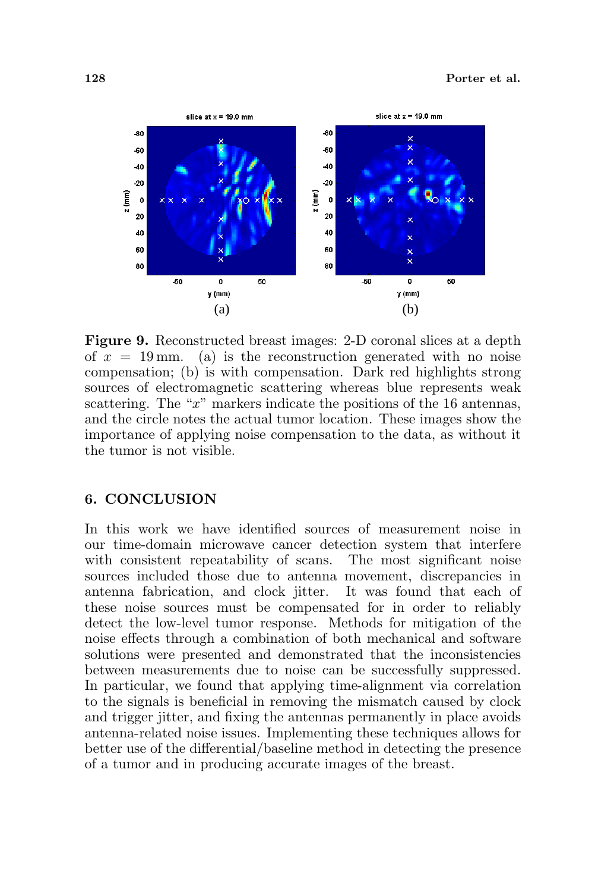**Figure 9.** Reconstructed breast images: 2-D coronal slices at a depth of $x = 19\,\text{mm}$. (a) is the reconstruction generated with no noise compensation; (b) is with compensation. Dark red highlights strong sources of electromagnetic scattering whereas blue represents weak scattering. The "$x$" markers indicate the positions of the 16 antennas, and the circle notes the actual tumor location. These images show the importance of applying noise compensation to the data, as without it the tumor is not visible.

## 6. CONCLUSION

In this work we have identified sources of measurement noise in our time-domain microwave cancer detection system that interfere with consistent repeatability of scans. The most significant noise sources included those due to antenna movement, discrepancies in antenna fabrication, and clock jitter. It was found that each of these noise sources must be compensated for in order to reliably detect the low-level tumor response. Methods for mitigation of the noise effects through a combination of both mechanical and software solutions were presented and demonstrated that the inconsistencies between measurements due to noise can be successfully suppressed. In particular, we found that applying time-alignment via correlation to the signals is beneficial in removing the mismatch caused by clock and trigger jitter, and fixing the antennas permanently in place avoids antenna-related noise issues. Implementing these techniques allows for better use of the differential/baseline method in detecting the presence of a tumor and in producing accurate images of the breast.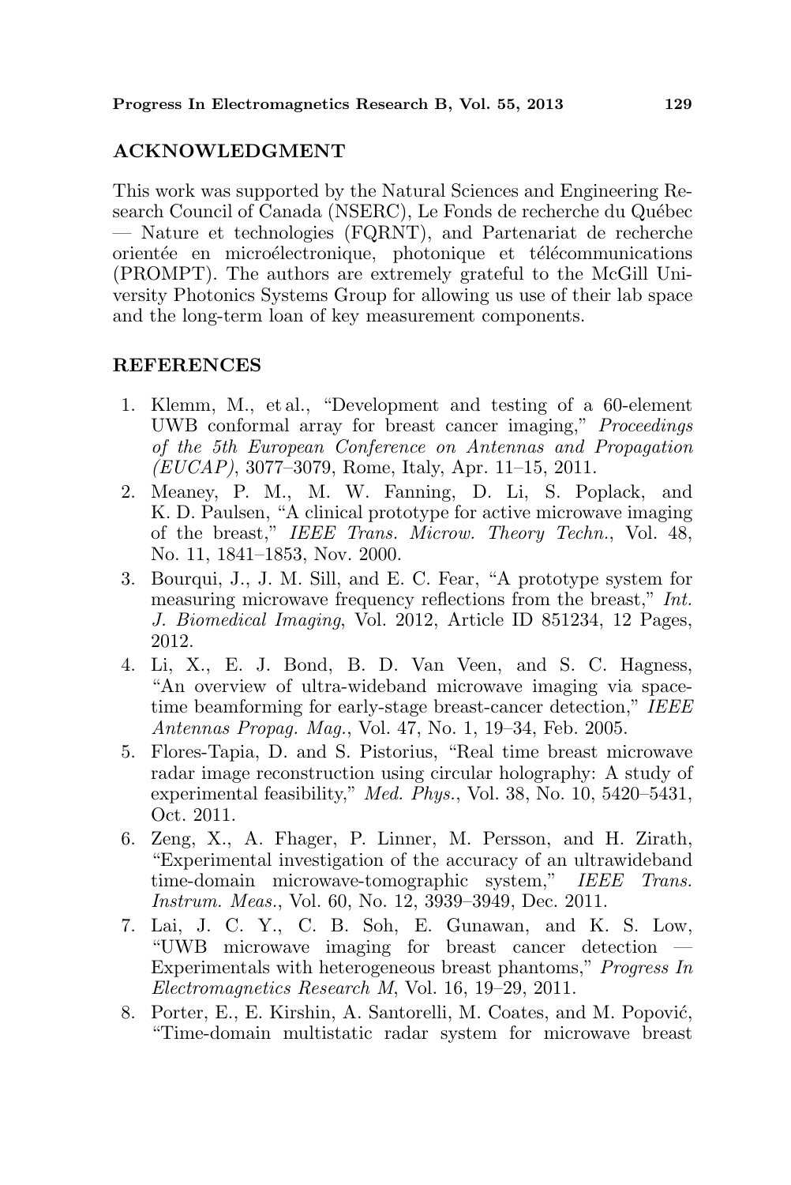## ACKNOWLEDGMENT

This work was supported by the Natural Sciences and Engineering Research Council of Canada (NSERC), Le Fonds de recherche du Québec — Nature et technologies (FQRNT), and Partenariat de recherche orientée en microélectronique, photonique et télécommunications (PROMPT). The authors are extremely grateful to the McGill University Photonics Systems Group for allowing us use of their lab space and the long-term loan of key measurement components.

## REFERENCES

1. Klemm, M., et al., "Development and testing of a 60-element UWB conformal array for breast cancer imaging," *Proceedings of the 5th European Conference on Antennas and Propagation (EUCAP)*, 3077–3079, Rome, Italy, Apr. 11–15, 2011.
2. Meaney, P. M., M. W. Fanning, D. Li, S. Poplack, and K. D. Paulsen, "A clinical prototype for active microwave imaging of the breast," *IEEE Trans. Microw. Theory Techn.*, Vol. 48, No. 11, 1841–1853, Nov. 2000.
3. Bourqui, J., J. M. Sill, and E. C. Fear, "A prototype system for measuring microwave frequency reflections from the breast," *Int. J. Biomedical Imaging*, Vol. 2012, Article ID 851234, 12 Pages, 2012.
4. Li, X., E. J. Bond, B. D. Van Veen, and S. C. Hagness, "An overview of ultra-wideband microwave imaging via space-time beamforming for early-stage breast-cancer detection," *IEEE Antennas Propag. Mag.*, Vol. 47, No. 1, 19–34, Feb. 2005.
5. Flores-Tapia, D. and S. Pistorius, "Real time breast microwave radar image reconstruction using circular holography: A study of experimental feasibility," *Med. Phys.*, Vol. 38, No. 10, 5420–5431, Oct. 2011.
6. Zeng, X., A. Fhager, P. Linner, M. Persson, and H. Zirath, "Experimental investigation of the accuracy of an ultrawideband time-domain microwave-tomographic system," *IEEE Trans. Instrum. Meas.*, Vol. 60, No. 12, 3939–3949, Dec. 2011.
7. Lai, J. C. Y., C. B. Soh, E. Gunawan, and K. S. Low, "UWB microwave imaging for breast cancer detection — Experimentals with heterogeneous breast phantoms," *Progress In Electromagnetics Research M*, Vol. 16, 19–29, 2011.
8. Porter, E., E. Kirshin, A. Santorelli, M. Coates, and M. Popović, "Time-domain multistatic radar system for microwave breast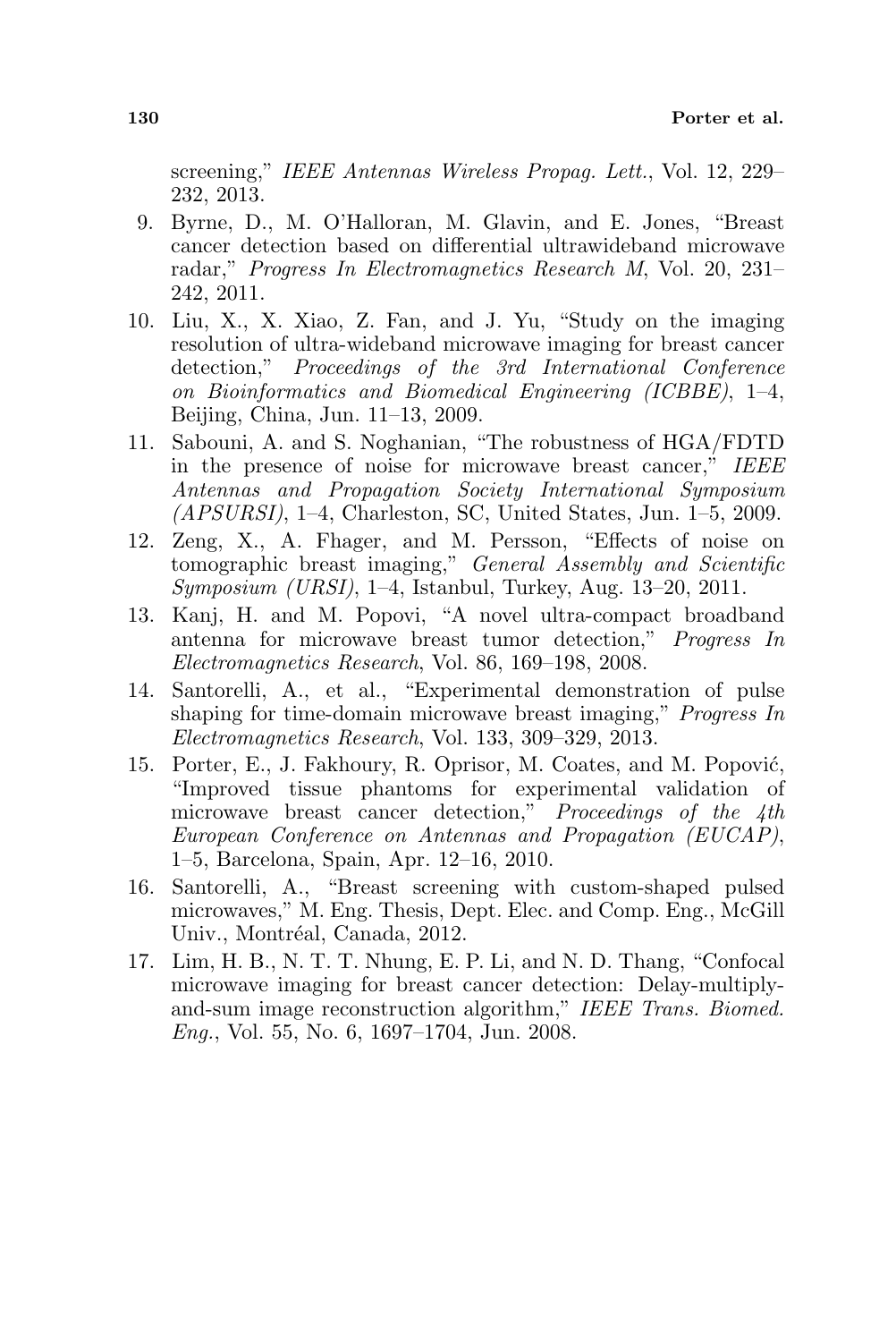screening," *IEEE Antennas Wireless Propag. Lett.*, Vol. 12, 229–232, 2013.

9. Byrne, D., M. O'Halloran, M. Glavin, and E. Jones, "Breast cancer detection based on differential ultrawideband microwave radar," *Progress In Electromagnetics Research M*, Vol. 20, 231–242, 2011.
10. Liu, X., X. Xiao, Z. Fan, and J. Yu, "Study on the imaging resolution of ultra-wideband microwave imaging for breast cancer detection," *Proceedings of the 3rd International Conference on Bioinformatics and Biomedical Engineering (ICBBE)*, 1–4, Beijing, China, Jun. 11–13, 2009.
11. Sabouni, A. and S. Noghanian, "The robustness of HGA/FDTD in the presence of noise for microwave breast cancer," *IEEE Antennas and Propagation Society International Symposium (APSURSI)*, 1–4, Charleston, SC, United States, Jun. 1–5, 2009.
12. Zeng, X., A. Fhager, and M. Persson, "Effects of noise on tomographic breast imaging," *General Assembly and Scientific Symposium (URSI)*, 1–4, Istanbul, Turkey, Aug. 13–20, 2011.
13. Kanj, H. and M. Popovi, "A novel ultra-compact broadband antenna for microwave breast tumor detection," *Progress In Electromagnetics Research*, Vol. 86, 169–198, 2008.
14. Santorelli, A., et al., "Experimental demonstration of pulse shaping for time-domain microwave breast imaging," *Progress In Electromagnetics Research*, Vol. 133, 309–329, 2013.
15. Porter, E., J. Fakhoury, R. Oprisor, M. Coates, and M. Popović, "Improved tissue phantoms for experimental validation of microwave breast cancer detection," *Proceedings of the 4th European Conference on Antennas and Propagation (EUCAP)*, 1–5, Barcelona, Spain, Apr. 12–16, 2010.
16. Santorelli, A., "Breast screening with custom-shaped pulsed microwaves," M. Eng. Thesis, Dept. Elec. and Comp. Eng., McGill Univ., Montréal, Canada, 2012.
17. Lim, H. B., N. T. T. Nhung, E. P. Li, and N. D. Thang, "Confocal microwave imaging for breast cancer detection: Delay-multiply-and-sum image reconstruction algorithm," *IEEE Trans. Biomed. Eng.*, Vol. 55, No. 6, 1697–1704, Jun. 2008.